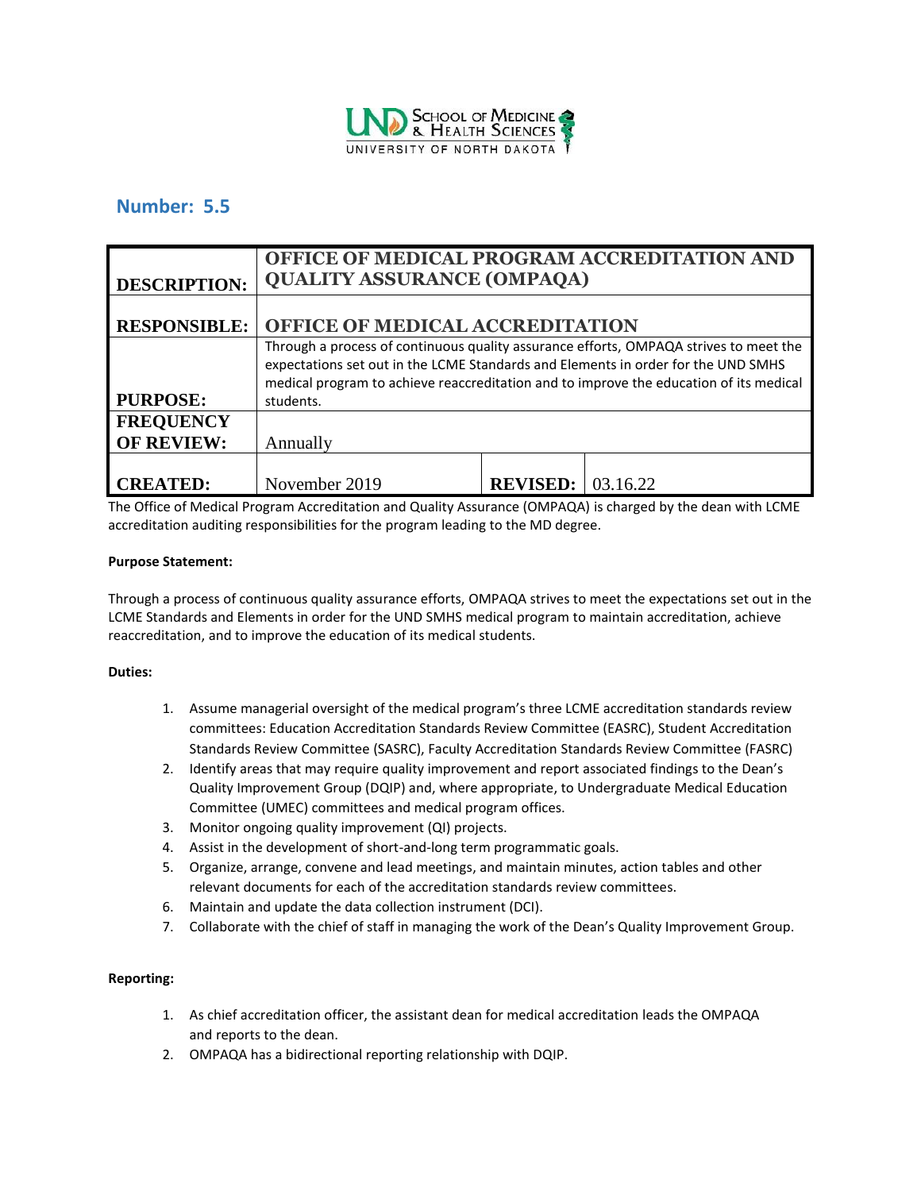## Number: 5.5

| | | | |
|---|---|---|---|
| **DESCRIPTION:** | **OFFICE OF MEDICAL PROGRAM ACCREDITATION AND QUALITY ASSURANCE (OMPAQA)** | | |
| **RESPONSIBLE:** | **OFFICE OF MEDICAL ACCREDITATION** | | |
| **PURPOSE:** | Through a process of continuous quality assurance efforts, OMPAQA strives to meet the expectations set out in the LCME Standards and Elements in order for the UND SMHS medical program to achieve reaccreditation and to improve the education of its medical students. | | |
| **FREQUENCY OF REVIEW:** | Annually | | |
| **CREATED:** | November 2019 | **REVISED:** | 03.16.22 |

The Office of Medical Program Accreditation and Quality Assurance (OMPAQA) is charged by the dean with LCME accreditation auditing responsibilities for the program leading to the MD degree.

**Purpose Statement:**

Through a process of continuous quality assurance efforts, OMPAQA strives to meet the expectations set out in the LCME Standards and Elements in order for the UND SMHS medical program to maintain accreditation, achieve reaccreditation, and to improve the education of its medical students.

**Duties:**

1. Assume managerial oversight of the medical program's three LCME accreditation standards review committees: Education Accreditation Standards Review Committee (EASRC), Student Accreditation Standards Review Committee (SASRC), Faculty Accreditation Standards Review Committee (FASRC)
2. Identify areas that may require quality improvement and report associated findings to the Dean's Quality Improvement Group (DQIP) and, where appropriate, to Undergraduate Medical Education Committee (UMEC) committees and medical program offices.
3. Monitor ongoing quality improvement (QI) projects.
4. Assist in the development of short-and-long term programmatic goals.
5. Organize, arrange, convene and lead meetings, and maintain minutes, action tables and other relevant documents for each of the accreditation standards review committees.
6. Maintain and update the data collection instrument (DCI).
7. Collaborate with the chief of staff in managing the work of the Dean's Quality Improvement Group.

**Reporting:**

1. As chief accreditation officer, the assistant dean for medical accreditation leads the OMPAQA and reports to the dean.
2. OMPAQA has a bidirectional reporting relationship with DQIP.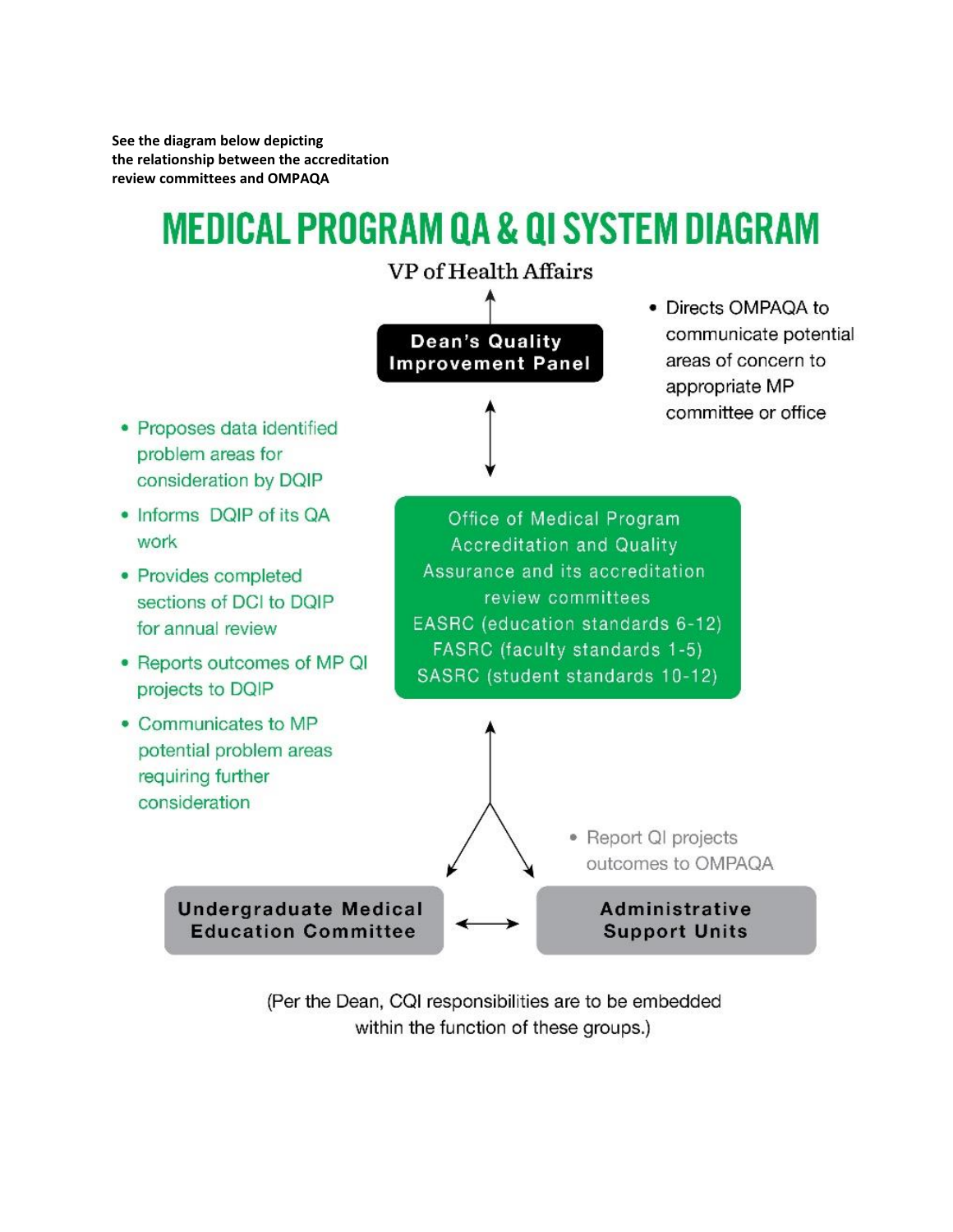**See the diagram below depicting the relationship between the accreditation review committees and OMPAQA**

# MEDICAL PROGRAM QA & QI SYSTEM DIAGRAM

VP of Health Affairs

**Dean's Quality Improvement Panel**

- Directs OMPAQA to communicate potential areas of concern to appropriate MP committee or office

Office of Medical Program Accreditation and Quality Assurance and its accreditation review committees
EASRC (education standards 6-12)
FASRC (faculty standards 1-5)
SASRC (student standards 10-12)

- Proposes data identified problem areas for consideration by DQIP
- Informs DQIP of its QA work
- Provides completed sections of DCI to DQIP for annual review
- Reports outcomes of MP QI projects to DQIP
- Communicates to MP potential problem areas requiring further consideration

- Report QI projects outcomes to OMPAQA

**Undergraduate Medical Education Committee**

**Administrative Support Units**

(Per the Dean, CQI responsibilities are to be embedded within the function of these groups.)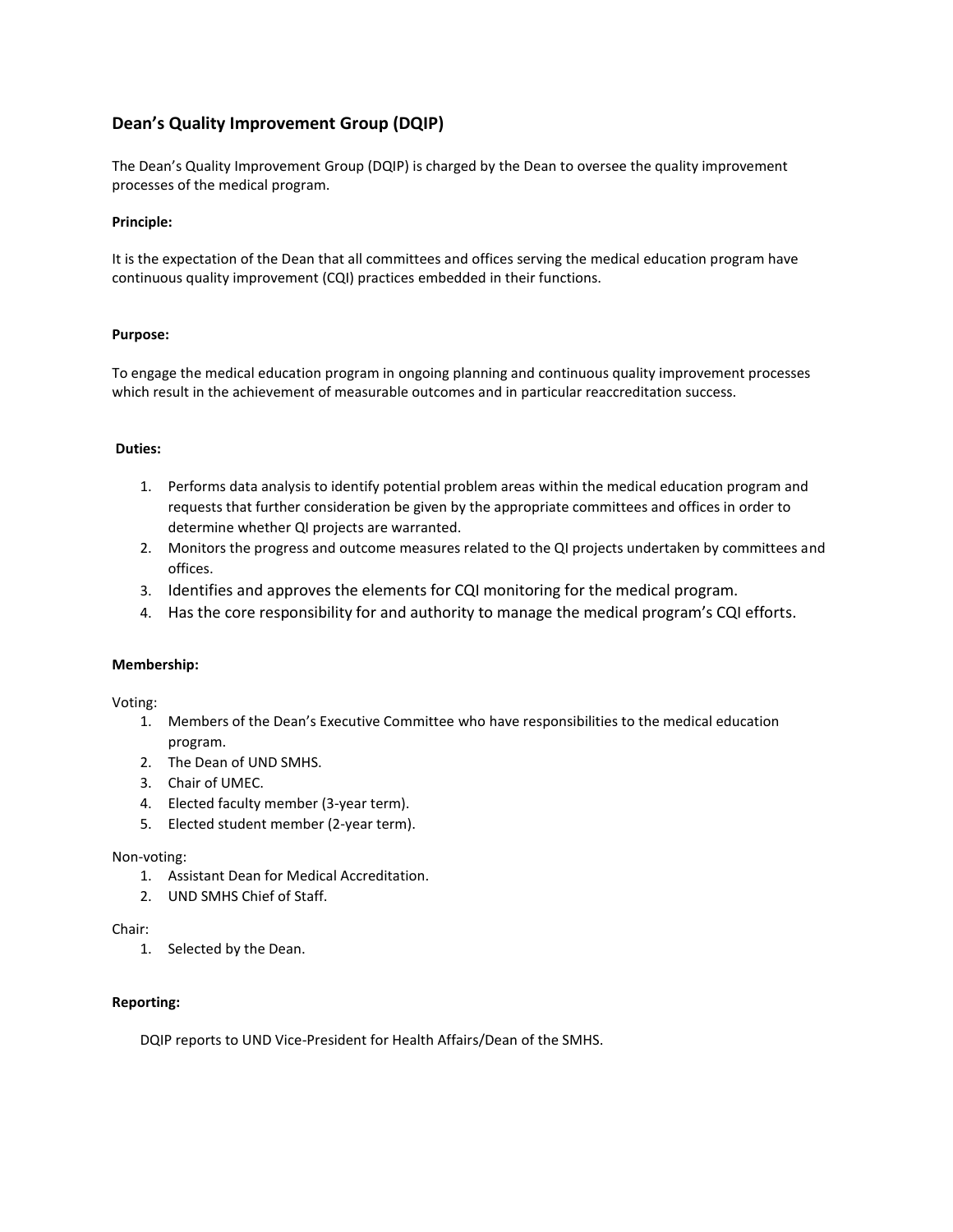## Dean's Quality Improvement Group (DQIP)

The Dean's Quality Improvement Group (DQIP) is charged by the Dean to oversee the quality improvement processes of the medical program.

**Principle:**

It is the expectation of the Dean that all committees and offices serving the medical education program have continuous quality improvement (CQI) practices embedded in their functions.

**Purpose:**

To engage the medical education program in ongoing planning and continuous quality improvement processes which result in the achievement of measurable outcomes and in particular reaccreditation success.

**Duties:**

1. Performs data analysis to identify potential problem areas within the medical education program and requests that further consideration be given by the appropriate committees and offices in order to determine whether QI projects are warranted.
2. Monitors the progress and outcome measures related to the QI projects undertaken by committees and offices.
3. Identifies and approves the elements for CQI monitoring for the medical program.
4. Has the core responsibility for and authority to manage the medical program's CQI efforts.

**Membership:**

Voting:

1. Members of the Dean's Executive Committee who have responsibilities to the medical education program.
2. The Dean of UND SMHS.
3. Chair of UMEC.
4. Elected faculty member (3-year term).
5. Elected student member (2-year term).

Non-voting:

1. Assistant Dean for Medical Accreditation.
2. UND SMHS Chief of Staff.

Chair:

1. Selected by the Dean.

**Reporting:**

DQIP reports to UND Vice-President for Health Affairs/Dean of the SMHS.